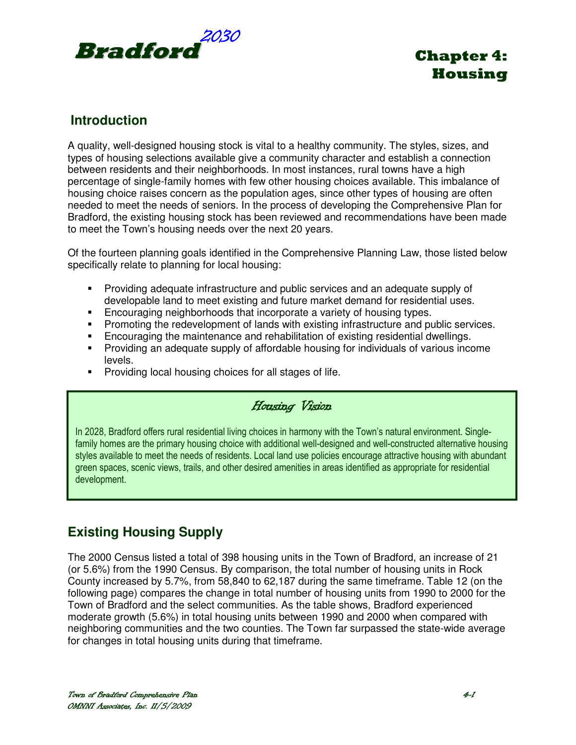# Bradford 2030

# Chapter 4: Housing

## Introduction

A quality, well-designed housing stock is vital to a healthy community. The styles, sizes, and types of housing selections available give a community character and establish a connection between residents and their neighborhoods. In most instances, rural towns have a high percentage of single-family homes with few other housing choices available. This imbalance of housing choice raises concern as the population ages, since other types of housing are often needed to meet the needs of seniors. In the process of developing the Comprehensive Plan for Bradford, the existing housing stock has been reviewed and recommendations have been made to meet the Town's housing needs over the next 20 years.

Of the fourteen planning goals identified in the Comprehensive Planning Law, those listed below specifically relate to planning for local housing:

- Providing adequate infrastructure and public services and an adequate supply of developable land to meet existing and future market demand for residential uses.
- Encouraging neighborhoods that incorporate a variety of housing types.
- Promoting the redevelopment of lands with existing infrastructure and public services.
- Encouraging the maintenance and rehabilitation of existing residential dwellings.
- Providing an adequate supply of affordable housing for individuals of various income levels.
- Providing local housing choices for all stages of life.

> ### *Housing Vision*
>
> In 2028, Bradford offers rural residential living choices in harmony with the Town's natural environment. Single-family homes are the primary housing choice with additional well-designed and well-constructed alternative housing styles available to meet the needs of residents. Local land use policies encourage attractive housing with abundant green spaces, scenic views, trails, and other desired amenities in areas identified as appropriate for residential development.

## Existing Housing Supply

The 2000 Census listed a total of 398 housing units in the Town of Bradford, an increase of 21 (or 5.6%) from the 1990 Census. By comparison, the total number of housing units in Rock County increased by 5.7%, from 58,840 to 62,187 during the same timeframe. Table 12 (on the following page) compares the change in total number of housing units from 1990 to 2000 for the Town of Bradford and the select communities. As the table shows, Bradford experienced moderate growth (5.6%) in total housing units between 1990 and 2000 when compared with neighboring communities and the two counties. The Town far surpassed the state-wide average for changes in total housing units during that timeframe.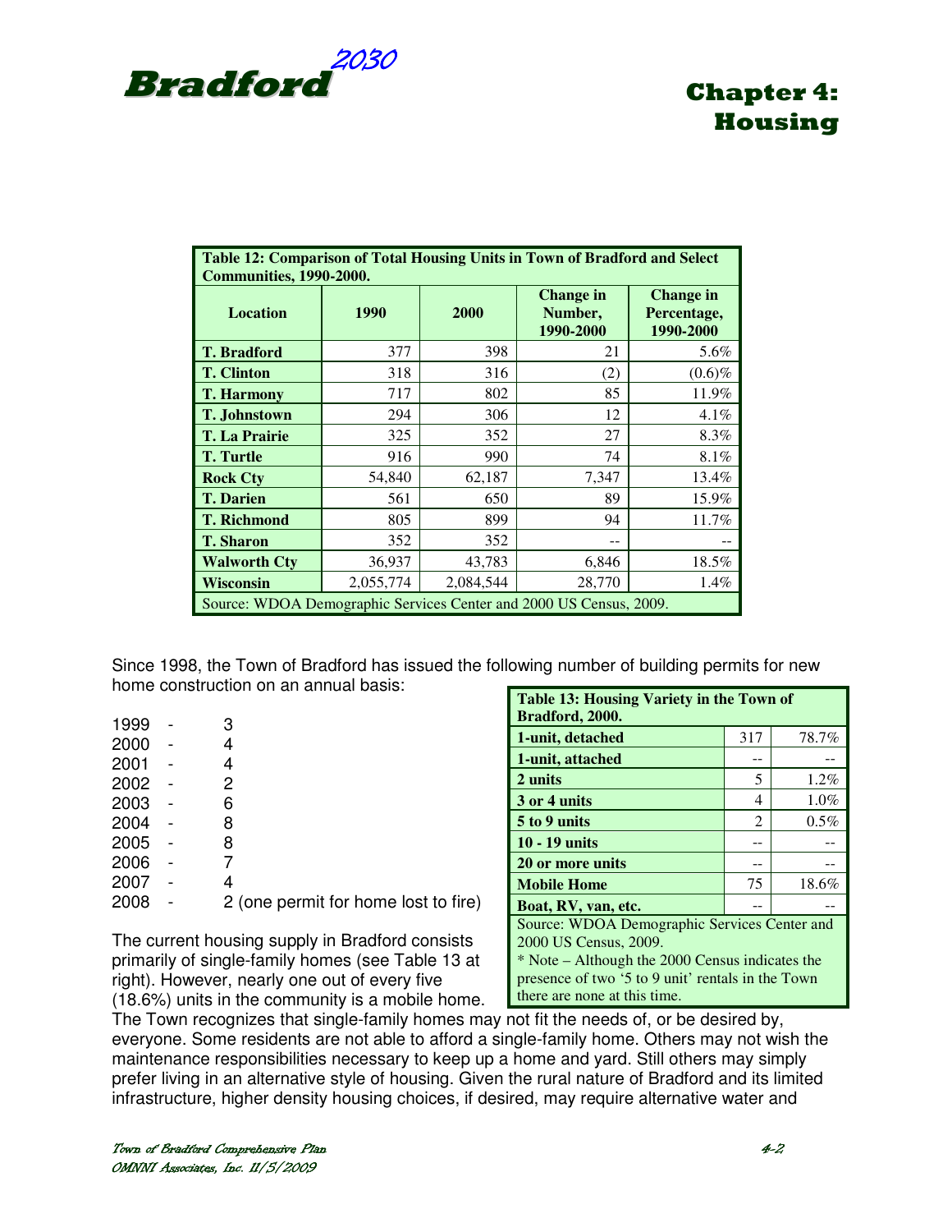## Chapter 4: Housing

| Table 12: Comparison of Total Housing Units in Town of Bradford and Select Communities, 1990-2000. | | | | |
|---|---|---|---|---|
| **Location** | **1990** | **2000** | **Change in Number, 1990-2000** | **Change in Percentage, 1990-2000** |
| **T. Bradford** | 377 | 398 | 21 | 5.6% |
| **T. Clinton** | 318 | 316 | (2) | (0.6)% |
| **T. Harmony** | 717 | 802 | 85 | 11.9% |
| **T. Johnstown** | 294 | 306 | 12 | 4.1% |
| **T. La Prairie** | 325 | 352 | 27 | 8.3% |
| **T. Turtle** | 916 | 990 | 74 | 8.1% |
| **Rock Cty** | 54,840 | 62,187 | 7,347 | 13.4% |
| **T. Darien** | 561 | 650 | 89 | 15.9% |
| **T. Richmond** | 805 | 899 | 94 | 11.7% |
| **T. Sharon** | 352 | 352 | -- | -- |
| **Walworth Cty** | 36,937 | 43,783 | 6,846 | 18.5% |
| **Wisconsin** | 2,055,774 | 2,084,544 | 28,770 | 1.4% |
| Source: WDOA Demographic Services Center and 2000 US Census, 2009. | | | | |

Since 1998, the Town of Bradford has issued the following number of building permits for new home construction on an annual basis:

1999 - 3
2000 - 4
2001 - 4
2002 - 2
2003 - 6
2004 - 8
2005 - 8
2006 - 7
2007 - 4
2008 - 2 (one permit for home lost to fire)

| Table 13: Housing Variety in the Town of Bradford, 2000. | | |
|---|---|---|
| **1-unit, detached** | 317 | 78.7% |
| **1-unit, attached** | -- | -- |
| **2 units** | 5 | 1.2% |
| **3 or 4 units** | 4 | 1.0% |
| **5 to 9 units** | 2 | 0.5% |
| **10 - 19 units** | -- | -- |
| **20 or more units** | -- | -- |
| **Mobile Home** | 75 | 18.6% |
| **Boat, RV, van, etc.** | -- | -- |

Source: WDOA Demographic Services Center and 2000 US Census, 2009.
* Note – Although the 2000 Census indicates the presence of two '5 to 9 unit' rentals in the Town there are none at this time.

The current housing supply in Bradford consists primarily of single-family homes (see Table 13 at right). However, nearly one out of every five (18.6%) units in the community is a mobile home. The Town recognizes that single-family homes may not fit the needs of, or be desired by, everyone. Some residents are not able to afford a single-family home. Others may not wish the maintenance responsibilities necessary to keep up a home and yard. Still others may simply prefer living in an alternative style of housing. Given the rural nature of Bradford and its limited infrastructure, higher density housing choices, if desired, may require alternative water and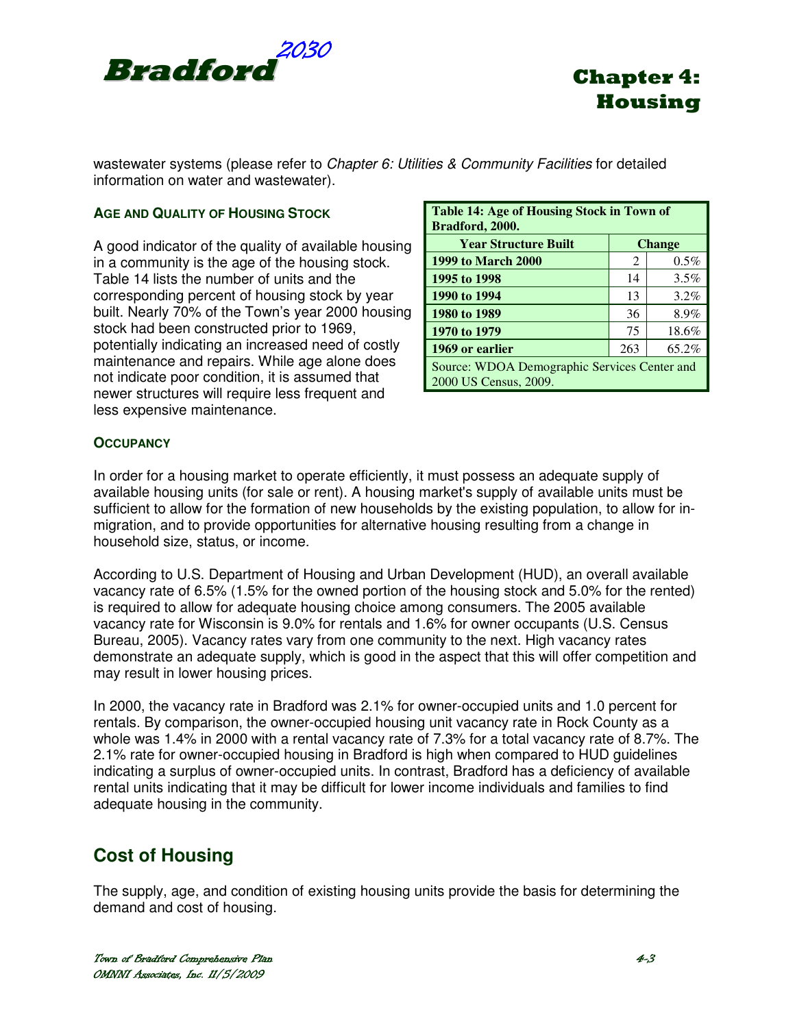wastewater systems (please refer to *Chapter 6: Utilities & Community Facilities* for detailed information on water and wastewater).

### AGE AND QUALITY OF HOUSING STOCK

A good indicator of the quality of available housing in a community is the age of the housing stock. Table 14 lists the number of units and the corresponding percent of housing stock by year built. Nearly 70% of the Town's year 2000 housing stock had been constructed prior to 1969, potentially indicating an increased need of costly maintenance and repairs. While age alone does not indicate poor condition, it is assumed that newer structures will require less frequent and less expensive maintenance.

**Table 14: Age of Housing Stock in Town of Bradford, 2000.**

| Year Structure Built | Change | |
|---|---|---|
| 1999 to March 2000 | 2 | 0.5% |
| 1995 to 1998 | 14 | 3.5% |
| 1990 to 1994 | 13 | 3.2% |
| 1980 to 1989 | 36 | 8.9% |
| 1970 to 1979 | 75 | 18.6% |
| 1969 or earlier | 263 | 65.2% |

Source: WDOA Demographic Services Center and 2000 US Census, 2009.

### OCCUPANCY

In order for a housing market to operate efficiently, it must possess an adequate supply of available housing units (for sale or rent). A housing market's supply of available units must be sufficient to allow for the formation of new households by the existing population, to allow for in-migration, and to provide opportunities for alternative housing resulting from a change in household size, status, or income.

According to U.S. Department of Housing and Urban Development (HUD), an overall available vacancy rate of 6.5% (1.5% for the owned portion of the housing stock and 5.0% for the rented) is required to allow for adequate housing choice among consumers. The 2005 available vacancy rate for Wisconsin is 9.0% for rentals and 1.6% for owner occupants (U.S. Census Bureau, 2005). Vacancy rates vary from one community to the next. High vacancy rates demonstrate an adequate supply, which is good in the aspect that this will offer competition and may result in lower housing prices.

In 2000, the vacancy rate in Bradford was 2.1% for owner-occupied units and 1.0 percent for rentals. By comparison, the owner-occupied housing unit vacancy rate in Rock County as a whole was 1.4% in 2000 with a rental vacancy rate of 7.3% for a total vacancy rate of 8.7%. The 2.1% rate for owner-occupied housing in Bradford is high when compared to HUD guidelines indicating a surplus of owner-occupied units. In contrast, Bradford has a deficiency of available rental units indicating that it may be difficult for lower income individuals and families to find adequate housing in the community.

## Cost of Housing

The supply, age, and condition of existing housing units provide the basis for determining the demand and cost of housing.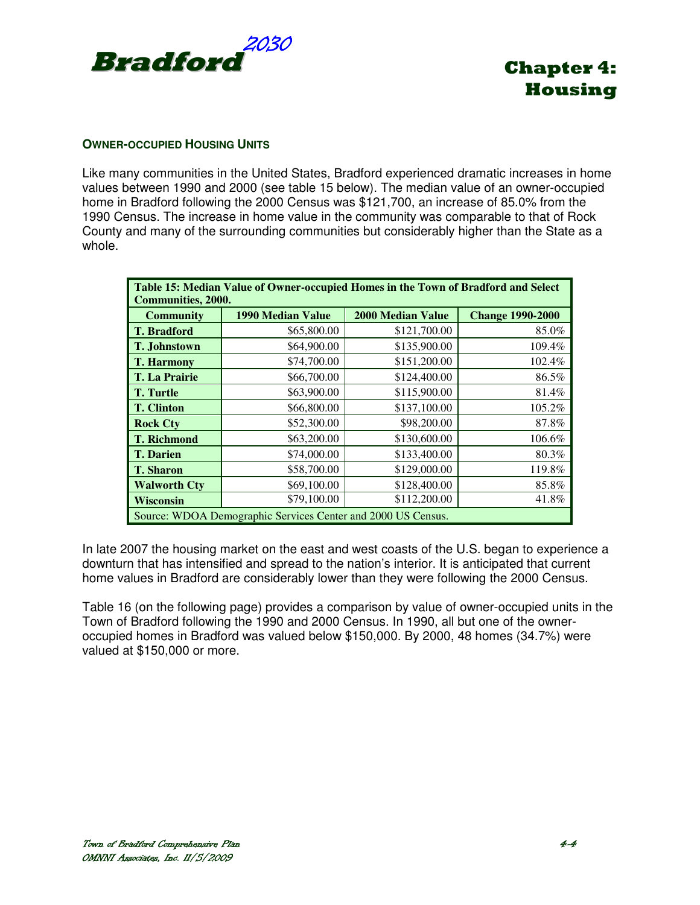### OWNER-OCCUPIED HOUSING UNITS

Like many communities in the United States, Bradford experienced dramatic increases in home values between 1990 and 2000 (see table 15 below). The median value of an owner-occupied home in Bradford following the 2000 Census was $121,700, an increase of 85.0% from the 1990 Census. The increase in home value in the community was comparable to that of Rock County and many of the surrounding communities but considerably higher than the State as a whole.

**Table 15: Median Value of Owner-occupied Homes in the Town of Bradford and Select Communities, 2000.**

| Community | 1990 Median Value | 2000 Median Value | Change 1990-2000 |
|---|---|---|---|
| **T. Bradford** | $65,800.00 | $121,700.00 | 85.0% |
| **T. Johnstown** | $64,900.00 | $135,900.00 | 109.4% |
| **T. Harmony** | $74,700.00 | $151,200.00 | 102.4% |
| **T. La Prairie** | $66,700.00 | $124,400.00 | 86.5% |
| **T. Turtle** | $63,900.00 | $115,900.00 | 81.4% |
| **T. Clinton** | $66,800.00 | $137,100.00 | 105.2% |
| **Rock Cty** | $52,300.00 | $98,200.00 | 87.8% |
| **T. Richmond** | $63,200.00 | $130,600.00 | 106.6% |
| **T. Darien** | $74,000.00 | $133,400.00 | 80.3% |
| **T. Sharon** | $58,700.00 | $129,000.00 | 119.8% |
| **Walworth Cty** | $69,100.00 | $128,400.00 | 85.8% |
| **Wisconsin** | $79,100.00 | $112,200.00 | 41.8% |

Source: WDOA Demographic Services Center and 2000 US Census.

In late 2007 the housing market on the east and west coasts of the U.S. began to experience a downturn that has intensified and spread to the nation's interior. It is anticipated that current home values in Bradford are considerably lower than they were following the 2000 Census.

Table 16 (on the following page) provides a comparison by value of owner-occupied units in the Town of Bradford following the 1990 and 2000 Census. In 1990, all but one of the owner-occupied homes in Bradford was valued below $150,000. By 2000, 48 homes (34.7%) were valued at $150,000 or more.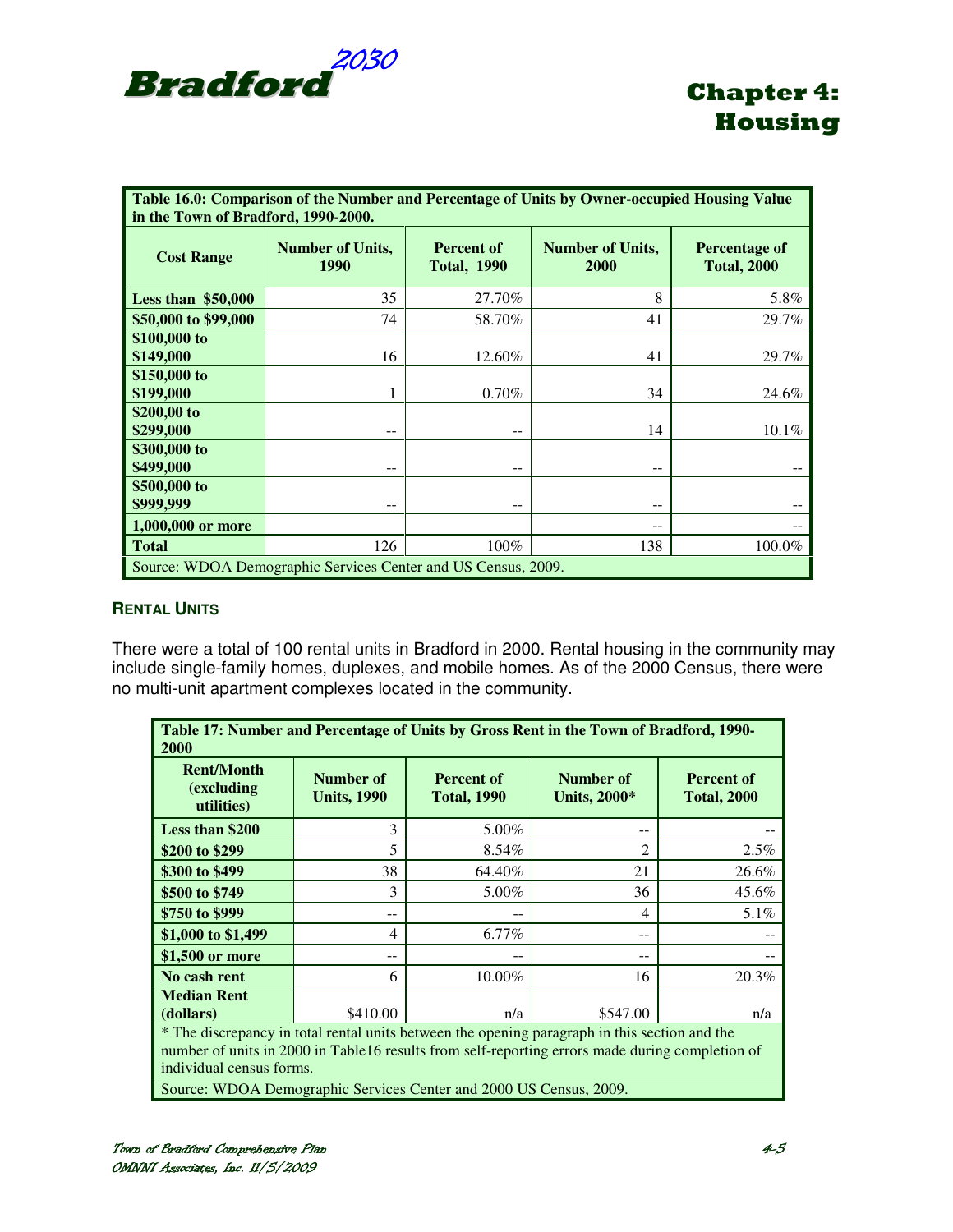| Table 16.0: Comparison of the Number and Percentage of Units by Owner-occupied Housing Value in the Town of Bradford, 1990-2000. | | | | |
|---|---|---|---|---|
| **Cost Range** | **Number of Units, 1990** | **Percent of Total, 1990** | **Number of Units, 2000** | **Percentage of Total, 2000** |
| **Less than $50,000** | 35 | 27.70% | 8 | 5.8% |
| **$50,000 to $99,000** | 74 | 58.70% | 41 | 29.7% |
| **$100,000 to $149,000** | 16 | 12.60% | 41 | 29.7% |
| **$150,000 to $199,000** | 1 | 0.70% | 34 | 24.6% |
| **$200,00 to $299,000** | -- | -- | 14 | 10.1% |
| **$300,000 to $499,000** | -- | -- | -- | -- |
| **$500,000 to $999,999** | -- | -- | -- | -- |
| **1,000,000 or more** | | | -- | -- |
| **Total** | 126 | 100% | 138 | 100.0% |
| Source: WDOA Demographic Services Center and US Census, 2009. | | | | |

## RENTAL UNITS

There were a total of 100 rental units in Bradford in 2000. Rental housing in the community may include single-family homes, duplexes, and mobile homes. As of the 2000 Census, there were no multi-unit apartment complexes located in the community.

| Table 17: Number and Percentage of Units by Gross Rent in the Town of Bradford, 1990-2000 | | | | |
|---|---|---|---|---|
| **Rent/Month (excluding utilities)** | **Number of Units, 1990** | **Percent of Total, 1990** | **Number of Units, 2000*** | **Percent of Total, 2000** |
| **Less than $200** | 3 | 5.00% | -- | -- |
| **$200 to $299** | 5 | 8.54% | 2 | 2.5% |
| **$300 to $499** | 38 | 64.40% | 21 | 26.6% |
| **$500 to $749** | 3 | 5.00% | 36 | 45.6% |
| **$750 to $999** | -- | -- | 4 | 5.1% |
| **$1,000 to $1,499** | 4 | 6.77% | -- | -- |
| **$1,500 or more** | -- | -- | -- | -- |
| **No cash rent** | 6 | 10.00% | 16 | 20.3% |
| **Median Rent (dollars)** | $410.00 | n/a | $547.00 | n/a |
| * The discrepancy in total rental units between the opening paragraph in this section and the number of units in 2000 in Table16 results from self-reporting errors made during completion of individual census forms. | | | | |
| Source: WDOA Demographic Services Center and 2000 US Census, 2009. | | | | |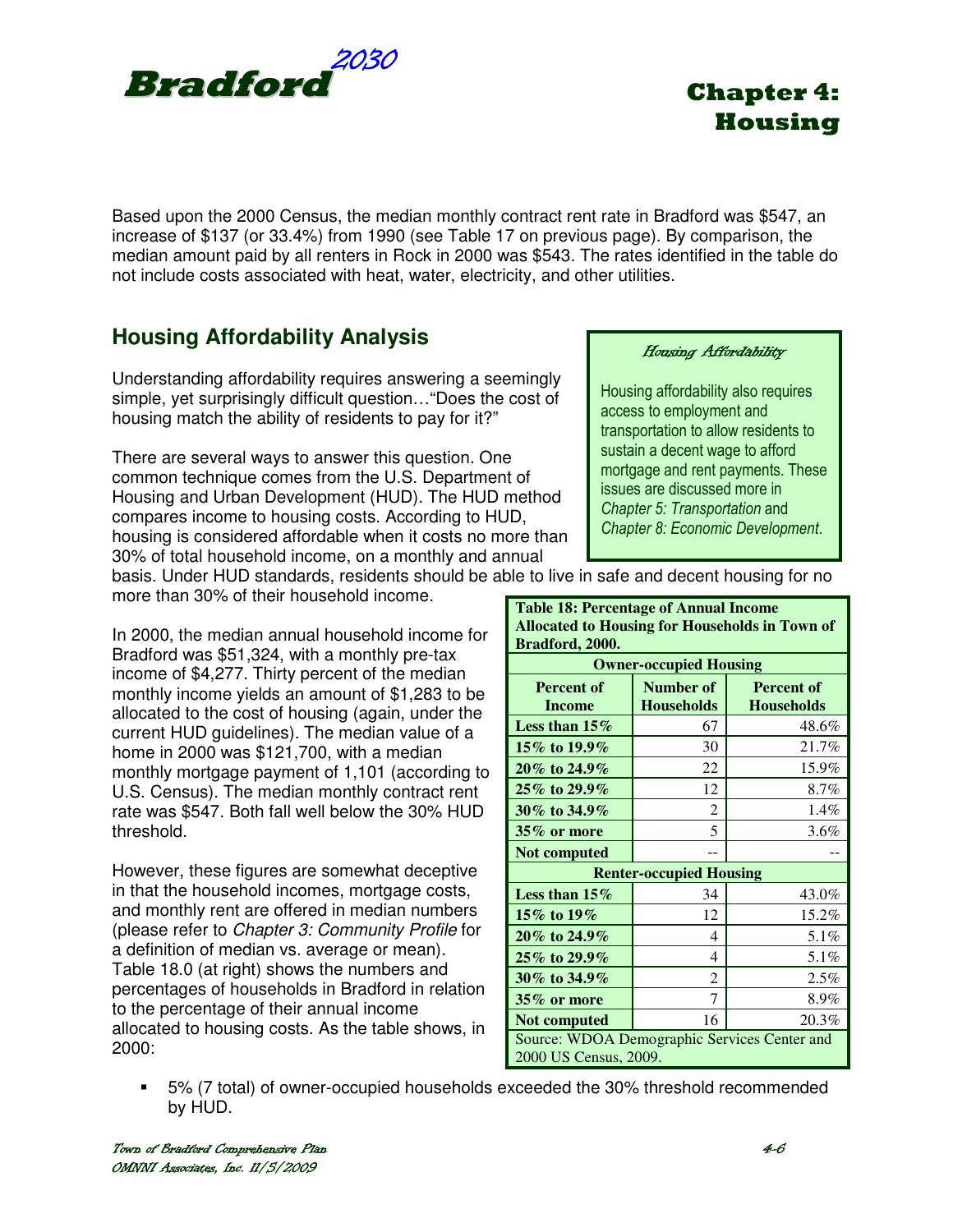Based upon the 2000 Census, the median monthly contract rent rate in Bradford was $547, an increase of $137 (or 33.4%) from 1990 (see Table 17 on previous page). By comparison, the median amount paid by all renters in Rock in 2000 was $543. The rates identified in the table do not include costs associated with heat, water, electricity, and other utilities.

## Housing Affordability Analysis

> *Housing Affordability*
>
> Housing affordability also requires access to employment and transportation to allow residents to sustain a decent wage to afford mortgage and rent payments. These issues are discussed more in *Chapter 5: Transportation* and *Chapter 8: Economic Development*.

Understanding affordability requires answering a seemingly simple, yet surprisingly difficult question…"Does the cost of housing match the ability of residents to pay for it?"

There are several ways to answer this question. One common technique comes from the U.S. Department of Housing and Urban Development (HUD). The HUD method compares income to housing costs. According to HUD, housing is considered affordable when it costs no more than 30% of total household income, on a monthly and annual basis. Under HUD standards, residents should be able to live in safe and decent housing for no more than 30% of their household income.

In 2000, the median annual household income for Bradford was $51,324, with a monthly pre-tax income of $4,277. Thirty percent of the median monthly income yields an amount of $1,283 to be allocated to the cost of housing (again, under the current HUD guidelines). The median value of a home in 2000 was $121,700, with a median monthly mortgage payment of 1,101 (according to U.S. Census). The median monthly contract rent rate was $547. Both fall well below the 30% HUD threshold.

However, these figures are somewhat deceptive in that the household incomes, mortgage costs, and monthly rent are offered in median numbers (please refer to *Chapter 3: Community Profile* for a definition of median vs. average or mean). Table 18.0 (at right) shows the numbers and percentages of households in Bradford in relation to the percentage of their annual income allocated to housing costs. As the table shows, in 2000:

**Table 18: Percentage of Annual Income Allocated to Housing for Households in Town of Bradford, 2000.**

| Percent of Income | Number of Households | Percent of Households |
|---|---|---|
| **Owner-occupied Housing** | | |
| **Less than 15%** | 67 | 48.6% |
| **15% to 19.9%** | 30 | 21.7% |
| **20% to 24.9%** | 22 | 15.9% |
| **25% to 29.9%** | 12 | 8.7% |
| **30% to 34.9%** | 2 | 1.4% |
| **35% or more** | 5 | 3.6% |
| **Not computed** | -- | -- |
| **Renter-occupied Housing** | | |
| **Less than 15%** | 34 | 43.0% |
| **15% to 19%** | 12 | 15.2% |
| **20% to 24.9%** | 4 | 5.1% |
| **25% to 29.9%** | 4 | 5.1% |
| **30% to 34.9%** | 2 | 2.5% |
| **35% or more** | 7 | 8.9% |
| **Not computed** | 16 | 20.3% |

Source: WDOA Demographic Services Center and 2000 US Census, 2009.

- 5% (7 total) of owner-occupied households exceeded the 30% threshold recommended by HUD.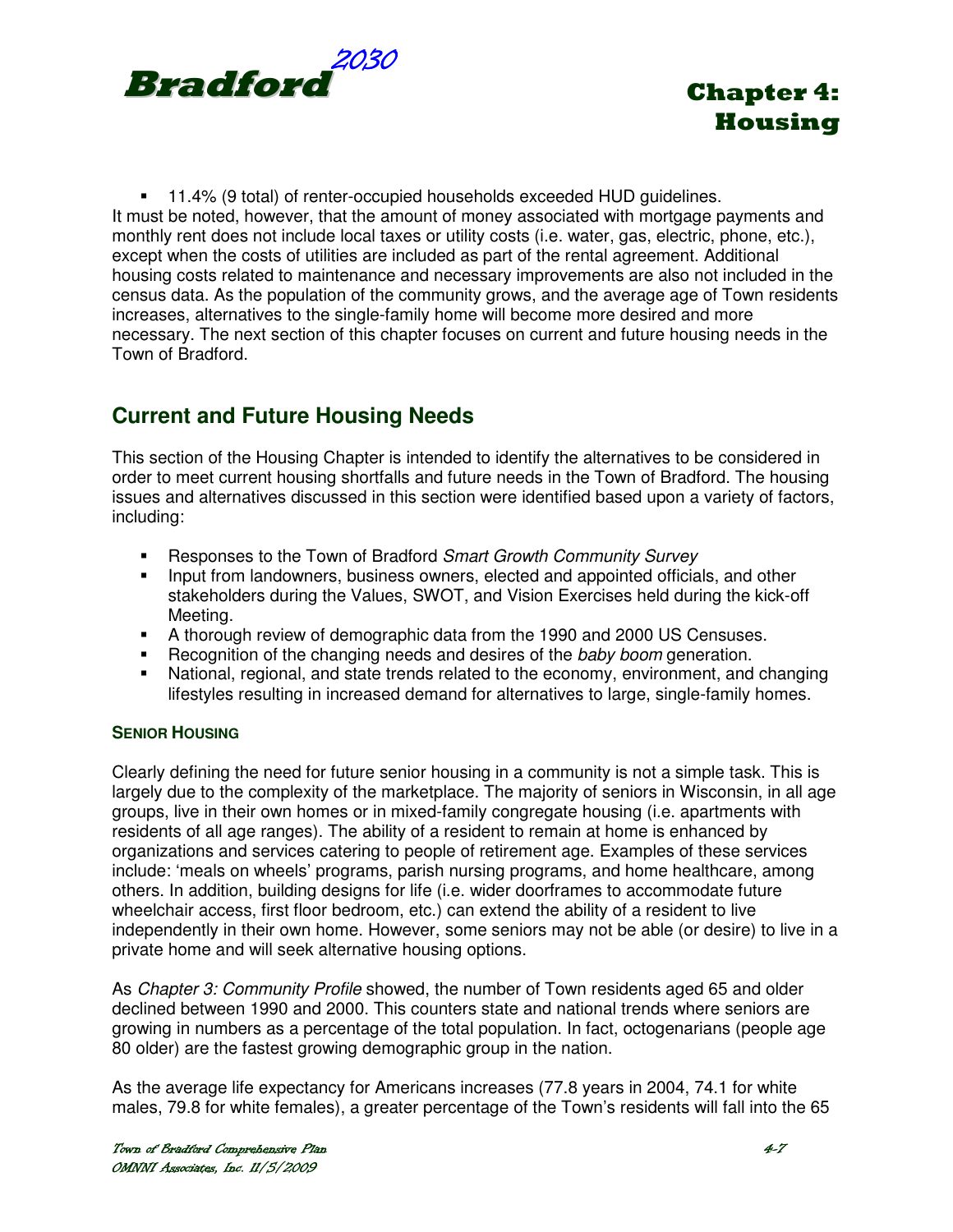- 11.4% (9 total) of renter-occupied households exceeded HUD guidelines.

It must be noted, however, that the amount of money associated with mortgage payments and monthly rent does not include local taxes or utility costs (i.e. water, gas, electric, phone, etc.), except when the costs of utilities are included as part of the rental agreement. Additional housing costs related to maintenance and necessary improvements are also not included in the census data. As the population of the community grows, and the average age of Town residents increases, alternatives to the single-family home will become more desired and more necessary. The next section of this chapter focuses on current and future housing needs in the Town of Bradford.

## Current and Future Housing Needs

This section of the Housing Chapter is intended to identify the alternatives to be considered in order to meet current housing shortfalls and future needs in the Town of Bradford. The housing issues and alternatives discussed in this section were identified based upon a variety of factors, including:

- Responses to the Town of Bradford *Smart Growth Community Survey*
- Input from landowners, business owners, elected and appointed officials, and other stakeholders during the Values, SWOT, and Vision Exercises held during the kick-off Meeting.
- A thorough review of demographic data from the 1990 and 2000 US Censuses.
- Recognition of the changing needs and desires of the *baby boom* generation.
- National, regional, and state trends related to the economy, environment, and changing lifestyles resulting in increased demand for alternatives to large, single-family homes.

### Senior Housing

Clearly defining the need for future senior housing in a community is not a simple task. This is largely due to the complexity of the marketplace. The majority of seniors in Wisconsin, in all age groups, live in their own homes or in mixed-family congregate housing (i.e. apartments with residents of all age ranges). The ability of a resident to remain at home is enhanced by organizations and services catering to people of retirement age. Examples of these services include: 'meals on wheels' programs, parish nursing programs, and home healthcare, among others. In addition, building designs for life (i.e. wider doorframes to accommodate future wheelchair access, first floor bedroom, etc.) can extend the ability of a resident to live independently in their own home. However, some seniors may not be able (or desire) to live in a private home and will seek alternative housing options.

As *Chapter 3: Community Profile* showed, the number of Town residents aged 65 and older declined between 1990 and 2000. This counters state and national trends where seniors are growing in numbers as a percentage of the total population. In fact, octogenarians (people age 80 older) are the fastest growing demographic group in the nation.

As the average life expectancy for Americans increases (77.8 years in 2004, 74.1 for white males, 79.8 for white females), a greater percentage of the Town's residents will fall into the 65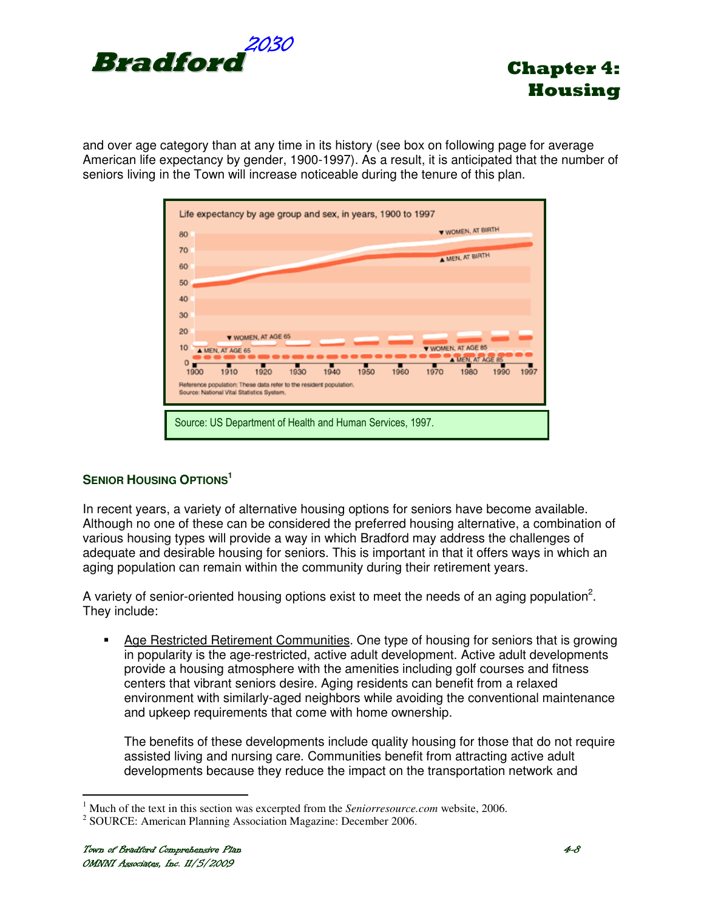and over age category than at any time in its history (see box on following page for average American life expectancy by gender, 1900-1997). As a result, it is anticipated that the number of seniors living in the Town will increase noticeable during the tenure of this plan.

Life expectancy by age group and sex, in years, 1900 to 1997

80
70
60
50
40
30
20
10
0

1900 1910 1920 1930 1940 1950 1960 1970 1980 1990 1997

▼ WOMEN, AT BIRTH
▲ MEN, AT BIRTH
▼ WOMEN, AT AGE 65
▲ MEN, AT AGE 65
▼ WOMEN, AT AGE 85
▲ MEN, AT AGE 85

Reference population: These data refer to the resident population.
Source: National Vital Statistics System.

Source: US Department of Health and Human Services, 1997.

### SENIOR HOUSING OPTIONS[1]

In recent years, a variety of alternative housing options for seniors have become available. Although no one of these can be considered the preferred housing alternative, a combination of various housing types will provide a way in which Bradford may address the challenges of adequate and desirable housing for seniors. This is important in that it offers ways in which an aging population can remain within the community during their retirement years.

A variety of senior-oriented housing options exist to meet the needs of an aging population[2]. They include:

- Age Restricted Retirement Communities. One type of housing for seniors that is growing in popularity is the age-restricted, active adult development. Active adult developments provide a housing atmosphere with the amenities including golf courses and fitness centers that vibrant seniors desire. Aging residents can benefit from a relaxed environment with similarly-aged neighbors while avoiding the conventional maintenance and upkeep requirements that come with home ownership.

  The benefits of these developments include quality housing for those that do not require assisted living and nursing care. Communities benefit from attracting active adult developments because they reduce the impact on the transportation network and

[1] Much of the text in this section was excerpted from the *Seniorresource.com* website, 2006.

[2] SOURCE: American Planning Association Magazine: December 2006.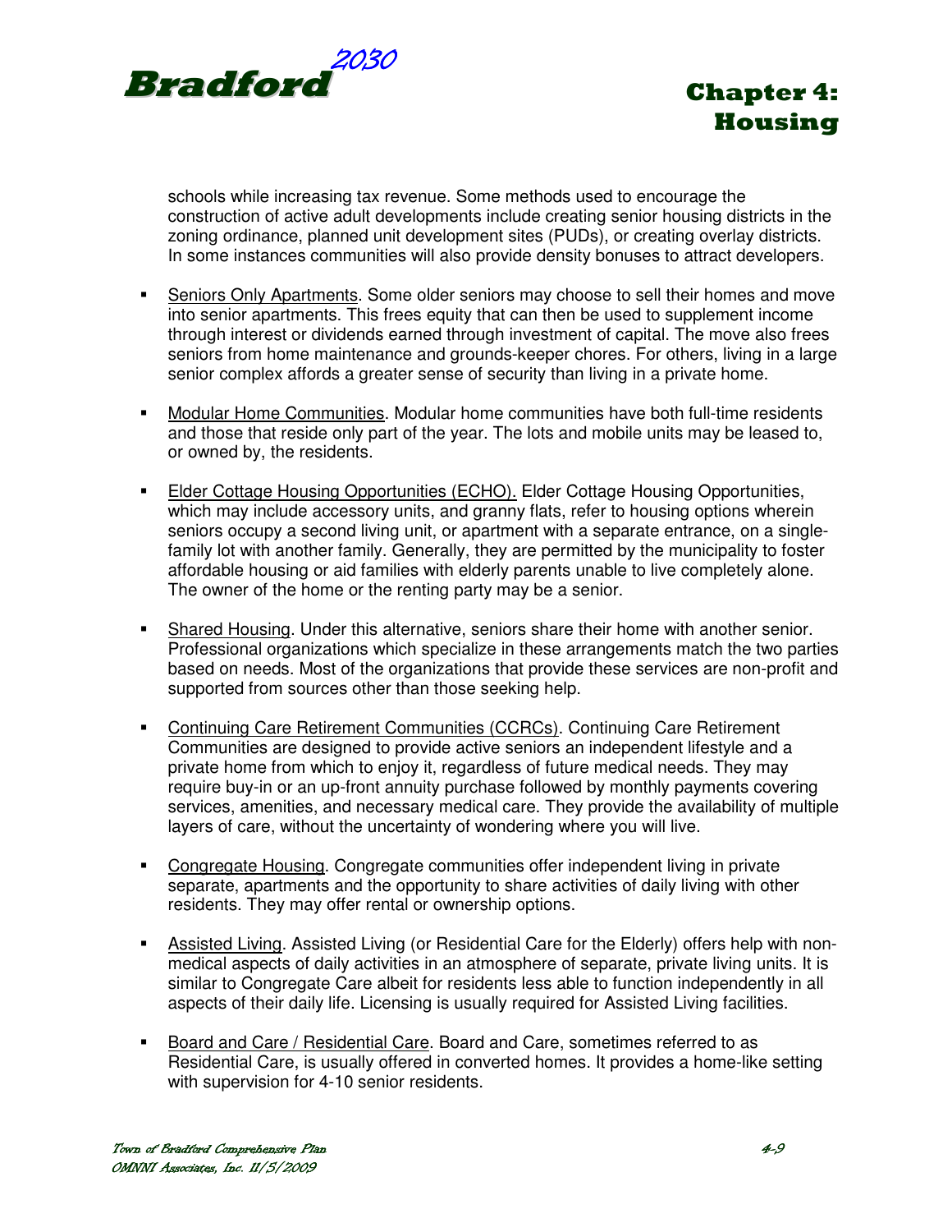schools while increasing tax revenue. Some methods used to encourage the construction of active adult developments include creating senior housing districts in the zoning ordinance, planned unit development sites (PUDs), or creating overlay districts. In some instances communities will also provide density bonuses to attract developers.

- <u>Seniors Only Apartments</u>. Some older seniors may choose to sell their homes and move into senior apartments. This frees equity that can then be used to supplement income through interest or dividends earned through investment of capital. The move also frees seniors from home maintenance and grounds-keeper chores. For others, living in a large senior complex affords a greater sense of security than living in a private home.

- <u>Modular Home Communities</u>. Modular home communities have both full-time residents and those that reside only part of the year. The lots and mobile units may be leased to, or owned by, the residents.

- <u>Elder Cottage Housing Opportunities (ECHO).</u> Elder Cottage Housing Opportunities, which may include accessory units, and granny flats, refer to housing options wherein seniors occupy a second living unit, or apartment with a separate entrance, on a single-family lot with another family. Generally, they are permitted by the municipality to foster affordable housing or aid families with elderly parents unable to live completely alone. The owner of the home or the renting party may be a senior.

- <u>Shared Housing</u>. Under this alternative, seniors share their home with another senior. Professional organizations which specialize in these arrangements match the two parties based on needs. Most of the organizations that provide these services are non-profit and supported from sources other than those seeking help.

- <u>Continuing Care Retirement Communities (CCRCs)</u>. Continuing Care Retirement Communities are designed to provide active seniors an independent lifestyle and a private home from which to enjoy it, regardless of future medical needs. They may require buy-in or an up-front annuity purchase followed by monthly payments covering services, amenities, and necessary medical care. They provide the availability of multiple layers of care, without the uncertainty of wondering where you will live.

- <u>Congregate Housing</u>. Congregate communities offer independent living in private separate, apartments and the opportunity to share activities of daily living with other residents. They may offer rental or ownership options.

- <u>Assisted Living</u>. Assisted Living (or Residential Care for the Elderly) offers help with non-medical aspects of daily activities in an atmosphere of separate, private living units. It is similar to Congregate Care albeit for residents less able to function independently in all aspects of their daily life. Licensing is usually required for Assisted Living facilities.

- <u>Board and Care / Residential Care</u>. Board and Care, sometimes referred to as Residential Care, is usually offered in converted homes. It provides a home-like setting with supervision for 4-10 senior residents.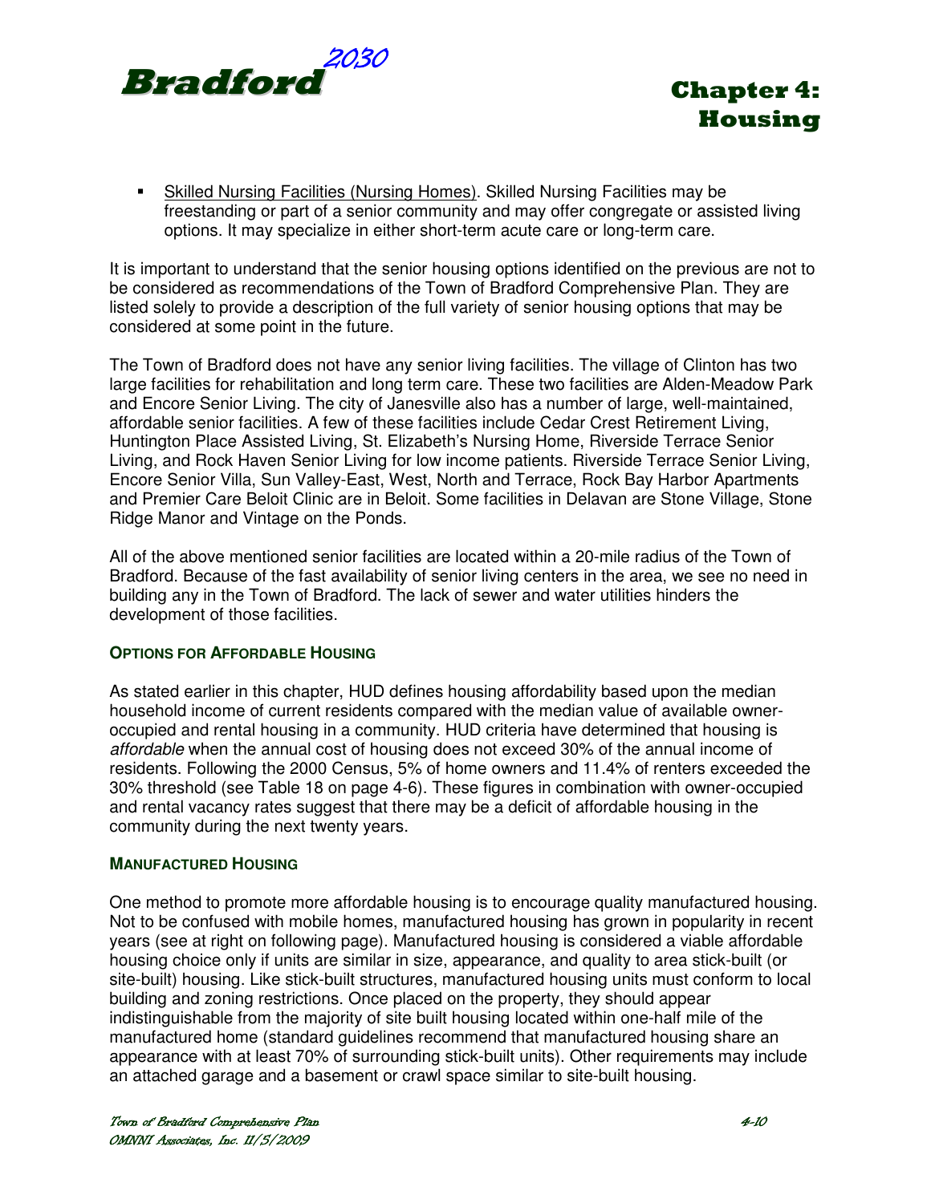- <u>Skilled Nursing Facilities (Nursing Homes)</u>. Skilled Nursing Facilities may be freestanding or part of a senior community and may offer congregate or assisted living options. It may specialize in either short-term acute care or long-term care.

It is important to understand that the senior housing options identified on the previous are not to be considered as recommendations of the Town of Bradford Comprehensive Plan. They are listed solely to provide a description of the full variety of senior housing options that may be considered at some point in the future.

The Town of Bradford does not have any senior living facilities. The village of Clinton has two large facilities for rehabilitation and long term care. These two facilities are Alden-Meadow Park and Encore Senior Living. The city of Janesville also has a number of large, well-maintained, affordable senior facilities. A few of these facilities include Cedar Crest Retirement Living, Huntington Place Assisted Living, St. Elizabeth's Nursing Home, Riverside Terrace Senior Living, and Rock Haven Senior Living for low income patients. Riverside Terrace Senior Living, Encore Senior Villa, Sun Valley-East, West, North and Terrace, Rock Bay Harbor Apartments and Premier Care Beloit Clinic are in Beloit. Some facilities in Delavan are Stone Village, Stone Ridge Manor and Vintage on the Ponds.

All of the above mentioned senior facilities are located within a 20-mile radius of the Town of Bradford. Because of the fast availability of senior living centers in the area, we see no need in building any in the Town of Bradford. The lack of sewer and water utilities hinders the development of those facilities.

### Options for Affordable Housing

As stated earlier in this chapter, HUD defines housing affordability based upon the median household income of current residents compared with the median value of available owner-occupied and rental housing in a community. HUD criteria have determined that housing is *affordable* when the annual cost of housing does not exceed 30% of the annual income of residents. Following the 2000 Census, 5% of home owners and 11.4% of renters exceeded the 30% threshold (see Table 18 on page 4-6). These figures in combination with owner-occupied and rental vacancy rates suggest that there may be a deficit of affordable housing in the community during the next twenty years.

### Manufactured Housing

One method to promote more affordable housing is to encourage quality manufactured housing. Not to be confused with mobile homes, manufactured housing has grown in popularity in recent years (see at right on following page). Manufactured housing is considered a viable affordable housing choice only if units are similar in size, appearance, and quality to area stick-built (or site-built) housing. Like stick-built structures, manufactured housing units must conform to local building and zoning restrictions. Once placed on the property, they should appear indistinguishable from the majority of site built housing located within one-half mile of the manufactured home (standard guidelines recommend that manufactured housing share an appearance with at least 70% of surrounding stick-built units). Other requirements may include an attached garage and a basement or crawl space similar to site-built housing.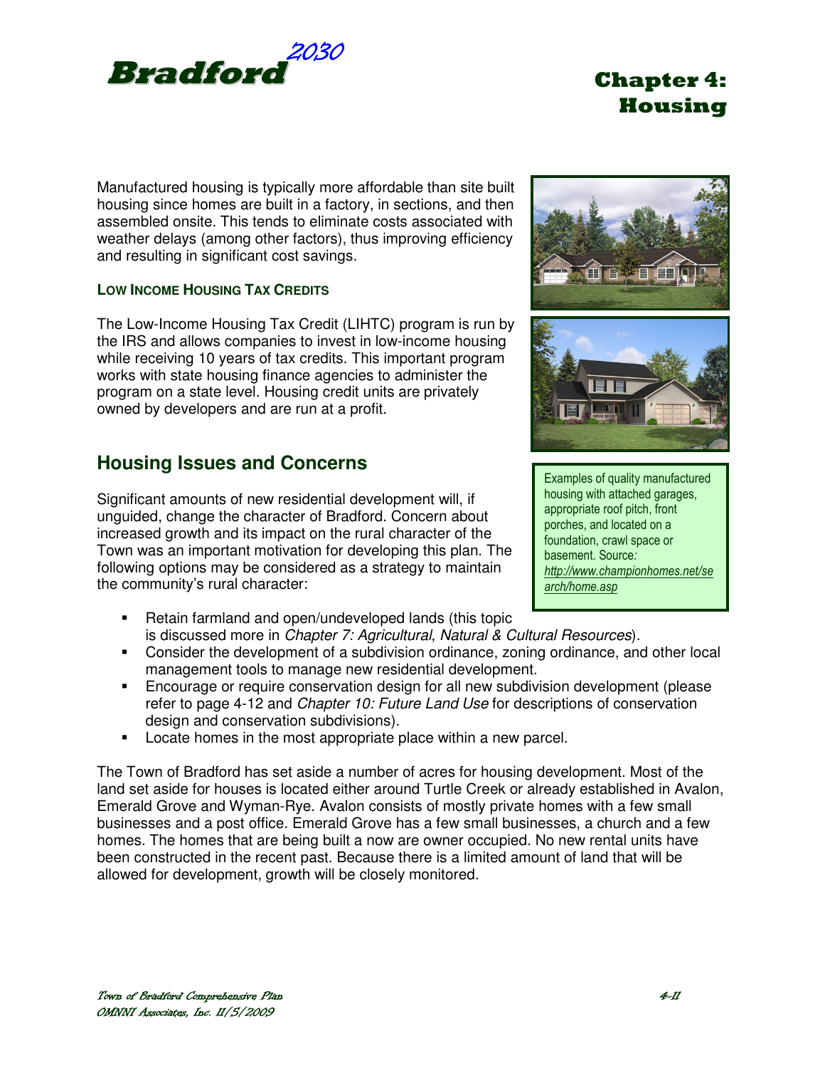Manufactured housing is typically more affordable than site built housing since homes are built in a factory, in sections, and then assembled onsite. This tends to eliminate costs associated with weather delays (among other factors), thus improving efficiency and resulting in significant cost savings.

### LOW INCOME HOUSING TAX CREDITS

The Low-Income Housing Tax Credit (LIHTC) program is run by the IRS and allows companies to invest in low-income housing while receiving 10 years of tax credits. This important program works with state housing finance agencies to administer the program on a state level. Housing credit units are privately owned by developers and are run at a profit.

Examples of quality manufactured housing with attached garages, appropriate roof pitch, front porches, and located on a foundation, crawl space or basement. Source: *http://www.championhomes.net/search/home.asp*

## Housing Issues and Concerns

Significant amounts of new residential development will, if unguided, change the character of Bradford. Concern about increased growth and its impact on the rural character of the Town was an important motivation for developing this plan. The following options may be considered as a strategy to maintain the community's rural character:

- Retain farmland and open/undeveloped lands (this topic is discussed more in *Chapter 7: Agricultural, Natural & Cultural Resources*).
- Consider the development of a subdivision ordinance, zoning ordinance, and other local management tools to manage new residential development.
- Encourage or require conservation design for all new subdivision development (please refer to page 4-12 and *Chapter 10: Future Land Use* for descriptions of conservation design and conservation subdivisions).
- Locate homes in the most appropriate place within a new parcel.

The Town of Bradford has set aside a number of acres for housing development. Most of the land set aside for houses is located either around Turtle Creek or already established in Avalon, Emerald Grove and Wyman-Rye. Avalon consists of mostly private homes with a few small businesses and a post office. Emerald Grove has a few small businesses, a church and a few homes. The homes that are being built a now are owner occupied. No new rental units have been constructed in the recent past. Because there is a limited amount of land that will be allowed for development, growth will be closely monitored.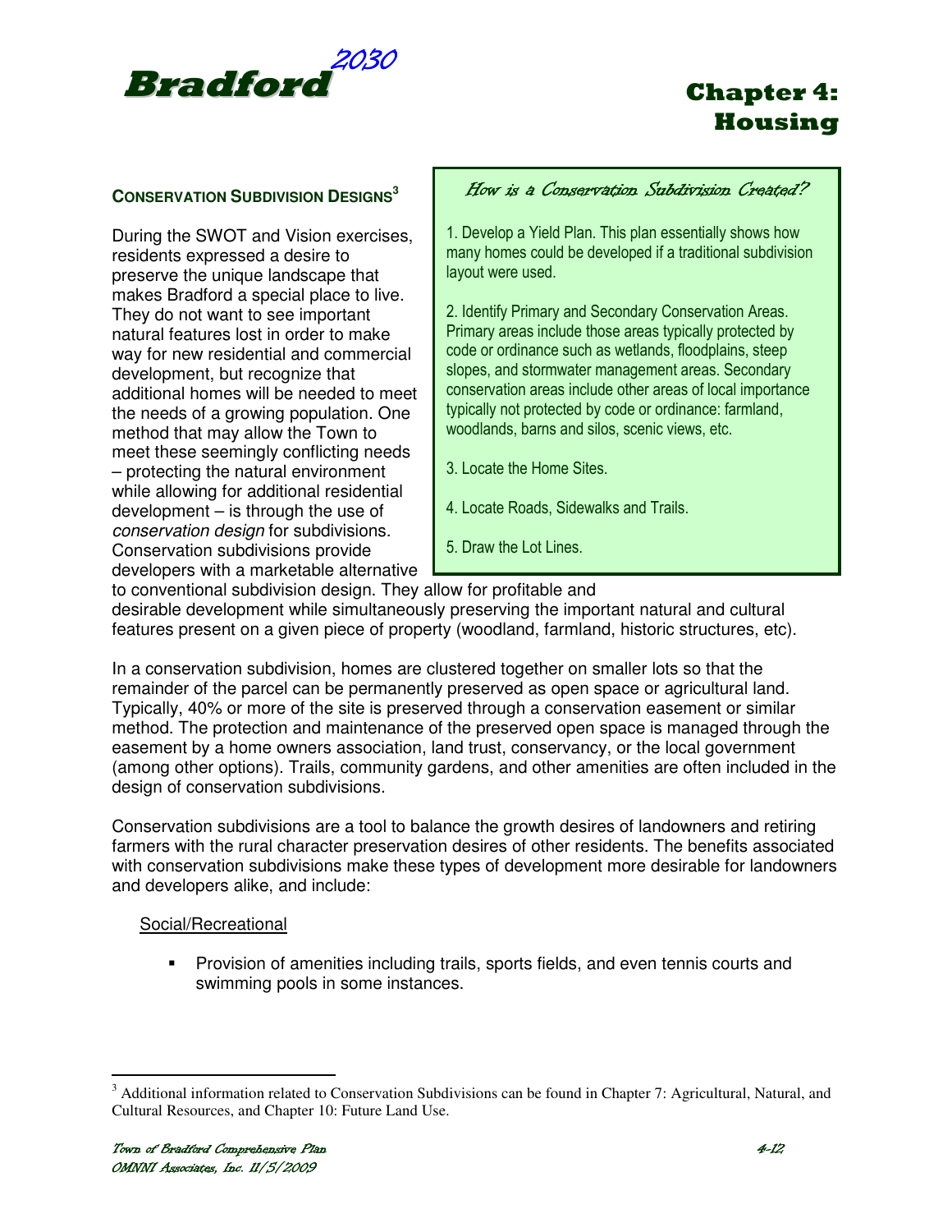### CONSERVATION SUBDIVISION DESIGNS[3]

During the SWOT and Vision exercises, residents expressed a desire to preserve the unique landscape that makes Bradford a special place to live. They do not want to see important natural features lost in order to make way for new residential and commercial development, but recognize that additional homes will be needed to meet the needs of a growing population. One method that may allow the Town to meet these seemingly conflicting needs – protecting the natural environment while allowing for additional residential development – is through the use of *conservation design* for subdivisions. Conservation subdivisions provide developers with a marketable alternative to conventional subdivision design. They allow for profitable and desirable development while simultaneously preserving the important natural and cultural features present on a given piece of property (woodland, farmland, historic structures, etc).

> *How is a Conservation Subdivision Created?*
>
> 1. Develop a Yield Plan. This plan essentially shows how many homes could be developed if a traditional subdivision layout were used.
>
> 2. Identify Primary and Secondary Conservation Areas. Primary areas include those areas typically protected by code or ordinance such as wetlands, floodplains, steep slopes, and stormwater management areas. Secondary conservation areas include other areas of local importance typically not protected by code or ordinance: farmland, woodlands, barns and silos, scenic views, etc.
>
> 3. Locate the Home Sites.
>
> 4. Locate Roads, Sidewalks and Trails.
>
> 5. Draw the Lot Lines.

In a conservation subdivision, homes are clustered together on smaller lots so that the remainder of the parcel can be permanently preserved as open space or agricultural land. Typically, 40% or more of the site is preserved through a conservation easement or similar method. The protection and maintenance of the preserved open space is managed through the easement by a home owners association, land trust, conservancy, or the local government (among other options). Trails, community gardens, and other amenities are often included in the design of conservation subdivisions.

Conservation subdivisions are a tool to balance the growth desires of landowners and retiring farmers with the rural character preservation desires of other residents. The benefits associated with conservation subdivisions make these types of development more desirable for landowners and developers alike, and include:

<u>Social/Recreational</u>

- Provision of amenities including trails, sports fields, and even tennis courts and swimming pools in some instances.

[3] Additional information related to Conservation Subdivisions can be found in Chapter 7: Agricultural, Natural, and Cultural Resources, and Chapter 10: Future Land Use.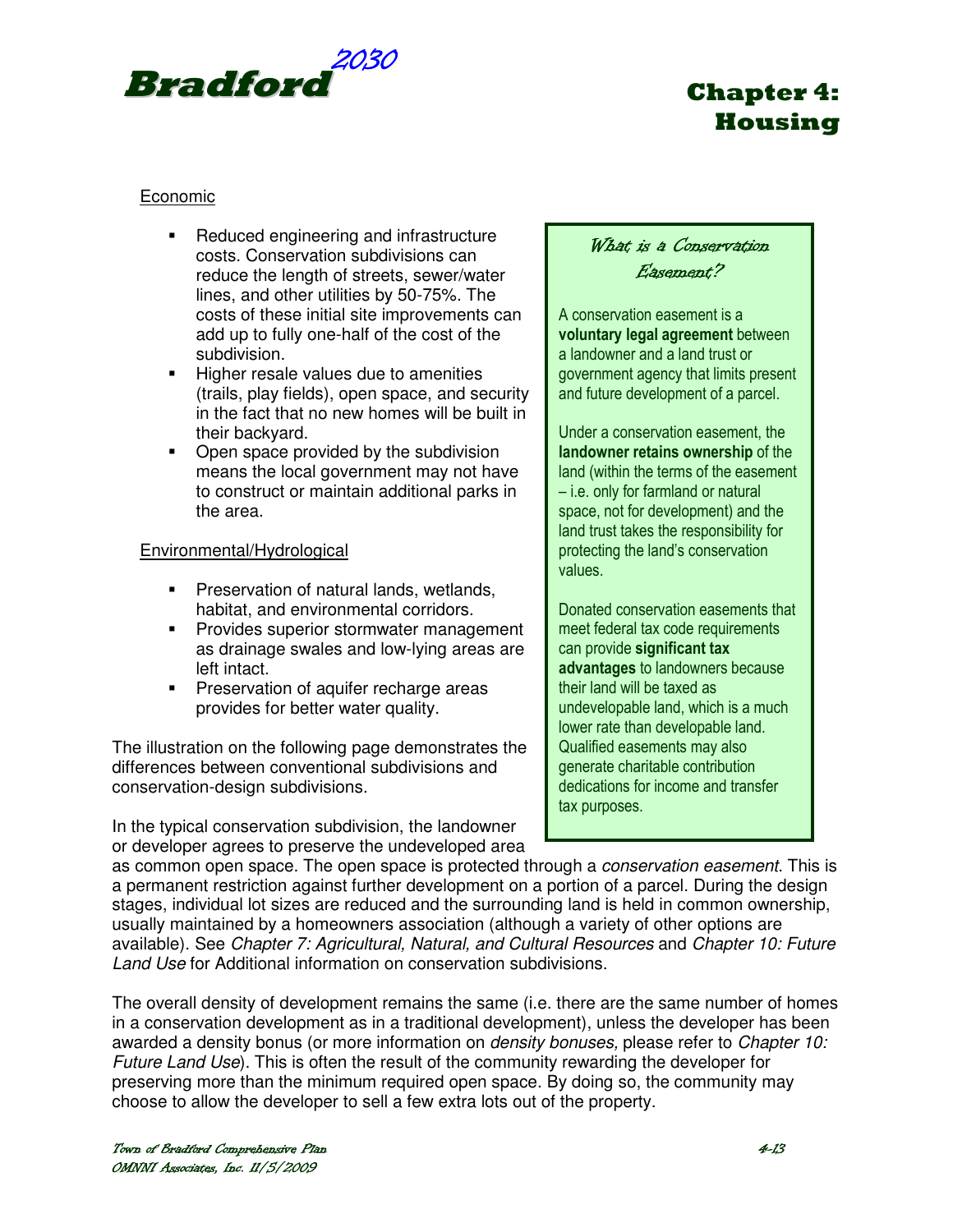Economic

- Reduced engineering and infrastructure costs. Conservation subdivisions can reduce the length of streets, sewer/water lines, and other utilities by 50-75%. The costs of these initial site improvements can add up to fully one-half of the cost of the subdivision.
- Higher resale values due to amenities (trails, play fields), open space, and security in the fact that no new homes will be built in their backyard.
- Open space provided by the subdivision means the local government may not have to construct or maintain additional parks in the area.

Environmental/Hydrological

- Preservation of natural lands, wetlands, habitat, and environmental corridors.
- Provides superior stormwater management as drainage swales and low-lying areas are left intact.
- Preservation of aquifer recharge areas provides for better water quality.

> *What is a Conservation Easement?*
>
> A conservation easement is a **voluntary legal agreement** between a landowner and a land trust or government agency that limits present and future development of a parcel.
>
> Under a conservation easement, the **landowner retains ownership** of the land (within the terms of the easement – i.e. only for farmland or natural space, not for development) and the land trust takes the responsibility for protecting the land's conservation values.
>
> Donated conservation easements that meet federal tax code requirements can provide **significant tax advantages** to landowners because their land will be taxed as undevelopable land, which is a much lower rate than developable land. Qualified easements may also generate charitable contribution dedications for income and transfer tax purposes.

The illustration on the following page demonstrates the differences between conventional subdivisions and conservation-design subdivisions.

In the typical conservation subdivision, the landowner or developer agrees to preserve the undeveloped area as common open space. The open space is protected through a *conservation easement*. This is a permanent restriction against further development on a portion of a parcel. During the design stages, individual lot sizes are reduced and the surrounding land is held in common ownership, usually maintained by a homeowners association (although a variety of other options are available). See *Chapter 7: Agricultural, Natural, and Cultural Resources* and *Chapter 10: Future Land Use* for Additional information on conservation subdivisions.

The overall density of development remains the same (i.e. there are the same number of homes in a conservation development as in a traditional development), unless the developer has been awarded a density bonus (or more information on *density bonuses,* please refer to *Chapter 10: Future Land Use*). This is often the result of the community rewarding the developer for preserving more than the minimum required open space. By doing so, the community may choose to allow the developer to sell a few extra lots out of the property.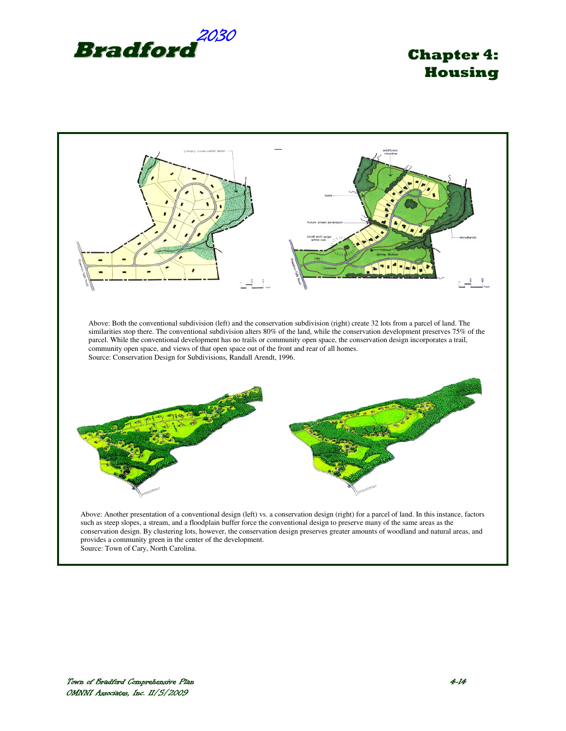Above: Both the conventional subdivision (left) and the conservation subdivision (right) create 32 lots from a parcel of land. The similarities stop there. The conventional subdivision alters 80% of the land, while the conservation development preserves 75% of the parcel. While the conventional development has no trails or community open space, the conservation design incorporates a trail, community open space, and views of that open space out of the front and rear of all homes.
Source: Conservation Design for Subdivisions, Randall Arendt, 1996.

Above: Another presentation of a conventional design (left) vs. a conservation design (right) for a parcel of land. In this instance, factors such as steep slopes, a stream, and a floodplain buffer force the conventional design to preserve many of the same areas as the conservation design. By clustering lots, however, the conservation design preserves greater amounts of woodland and natural areas, and provides a community green in the center of the development.
Source: Town of Cary, North Carolina.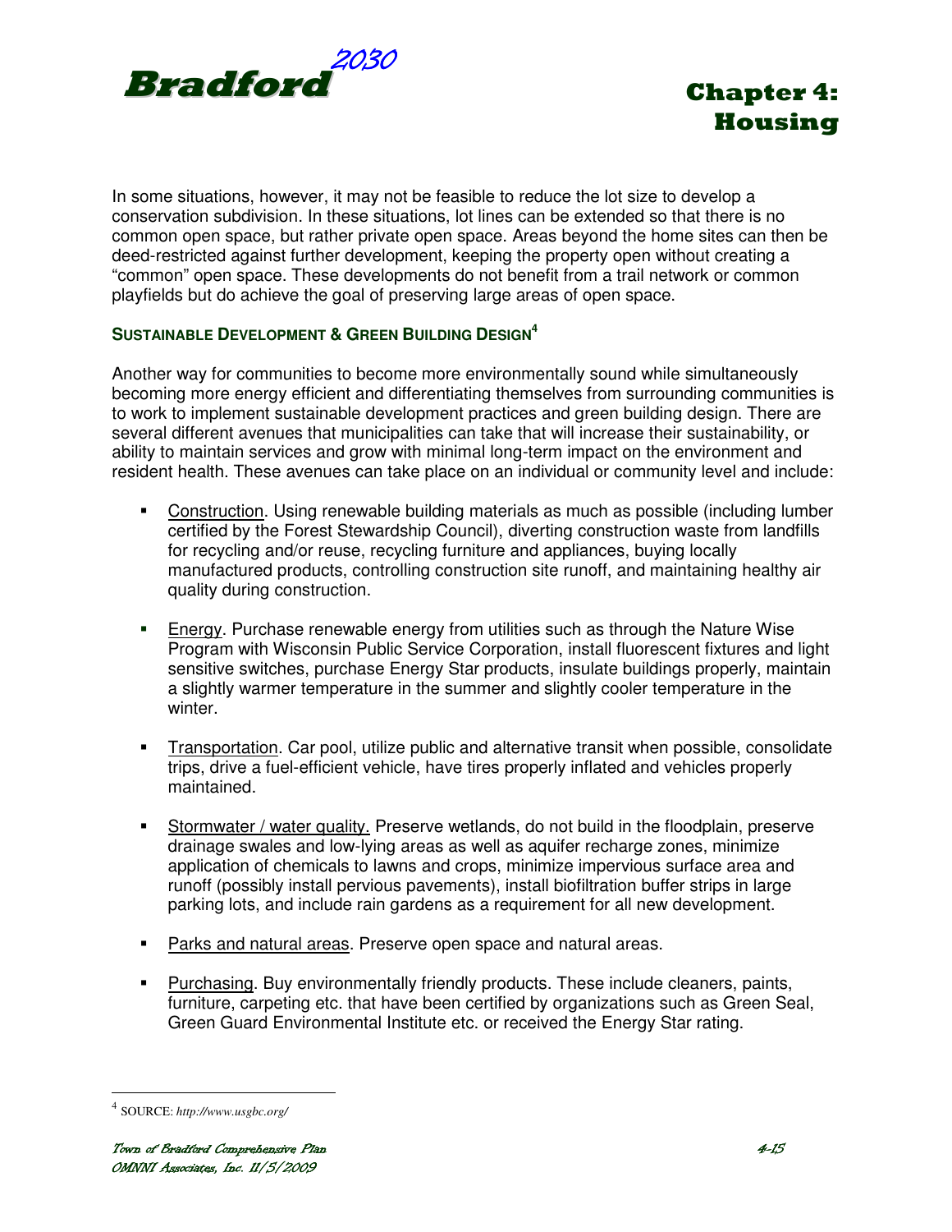In some situations, however, it may not be feasible to reduce the lot size to develop a conservation subdivision. In these situations, lot lines can be extended so that there is no common open space, but rather private open space. Areas beyond the home sites can then be deed-restricted against further development, keeping the property open without creating a "common" open space. These developments do not benefit from a trail network or common playfields but do achieve the goal of preserving large areas of open space.

### SUSTAINABLE DEVELOPMENT & GREEN BUILDING DESIGN[4]

Another way for communities to become more environmentally sound while simultaneously becoming more energy efficient and differentiating themselves from surrounding communities is to work to implement sustainable development practices and green building design. There are several different avenues that municipalities can take that will increase their sustainability, or ability to maintain services and grow with minimal long-term impact on the environment and resident health. These avenues can take place on an individual or community level and include:

- Construction. Using renewable building materials as much as possible (including lumber certified by the Forest Stewardship Council), diverting construction waste from landfills for recycling and/or reuse, recycling furniture and appliances, buying locally manufactured products, controlling construction site runoff, and maintaining healthy air quality during construction.

- Energy. Purchase renewable energy from utilities such as through the Nature Wise Program with Wisconsin Public Service Corporation, install fluorescent fixtures and light sensitive switches, purchase Energy Star products, insulate buildings properly, maintain a slightly warmer temperature in the summer and slightly cooler temperature in the winter.

- Transportation. Car pool, utilize public and alternative transit when possible, consolidate trips, drive a fuel-efficient vehicle, have tires properly inflated and vehicles properly maintained.

- Stormwater / water quality. Preserve wetlands, do not build in the floodplain, preserve drainage swales and low-lying areas as well as aquifer recharge zones, minimize application of chemicals to lawns and crops, minimize impervious surface area and runoff (possibly install pervious pavements), install biofiltration buffer strips in large parking lots, and include rain gardens as a requirement for all new development.

- Parks and natural areas. Preserve open space and natural areas.

- Purchasing. Buy environmentally friendly products. These include cleaners, paints, furniture, carpeting etc. that have been certified by organizations such as Green Seal, Green Guard Environmental Institute etc. or received the Energy Star rating.

---

[4] SOURCE: *http://www.usgbc.org/*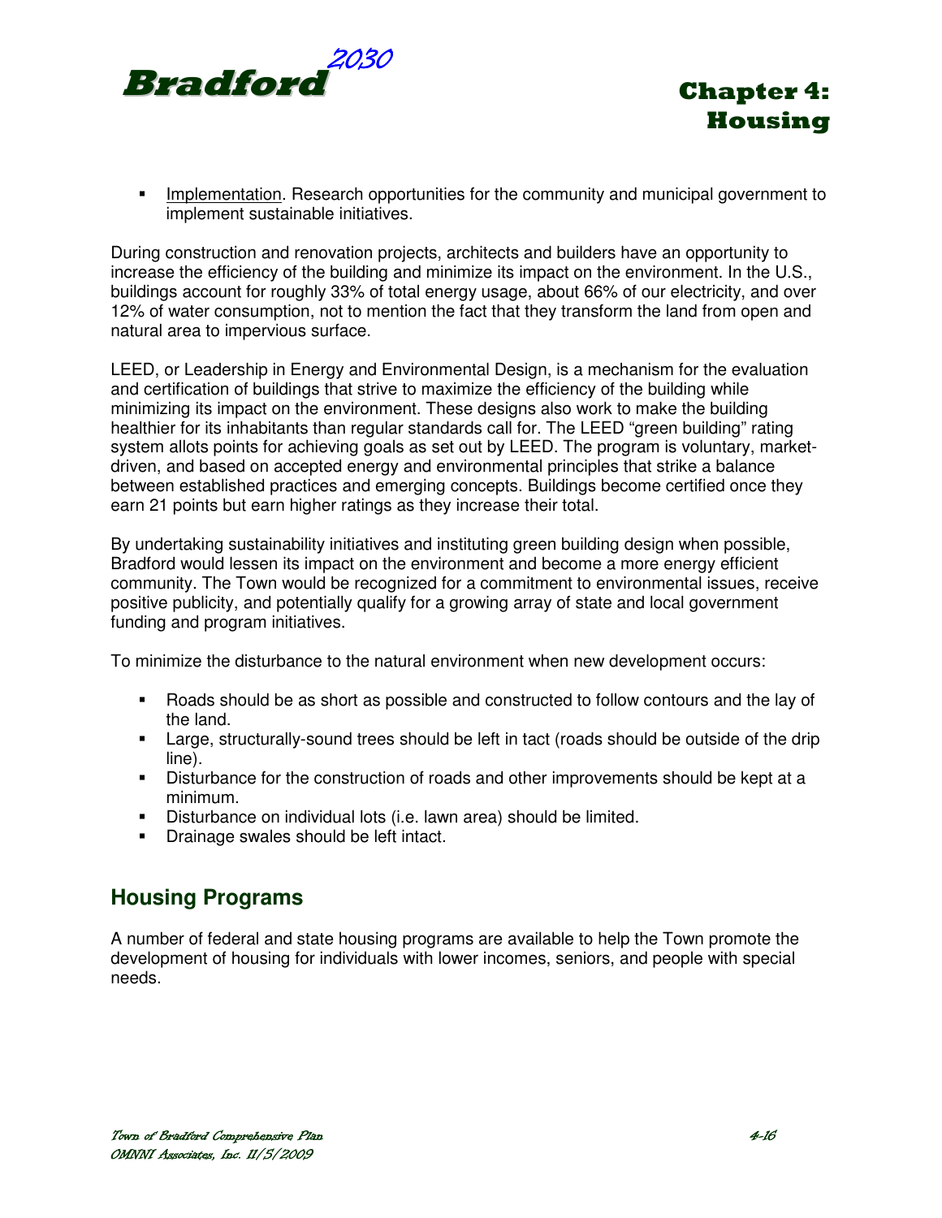- Implementation. Research opportunities for the community and municipal government to implement sustainable initiatives.

During construction and renovation projects, architects and builders have an opportunity to increase the efficiency of the building and minimize its impact on the environment. In the U.S., buildings account for roughly 33% of total energy usage, about 66% of our electricity, and over 12% of water consumption, not to mention the fact that they transform the land from open and natural area to impervious surface.

LEED, or Leadership in Energy and Environmental Design, is a mechanism for the evaluation and certification of buildings that strive to maximize the efficiency of the building while minimizing its impact on the environment. These designs also work to make the building healthier for its inhabitants than regular standards call for. The LEED "green building" rating system allots points for achieving goals as set out by LEED. The program is voluntary, market-driven, and based on accepted energy and environmental principles that strike a balance between established practices and emerging concepts. Buildings become certified once they earn 21 points but earn higher ratings as they increase their total.

By undertaking sustainability initiatives and instituting green building design when possible, Bradford would lessen its impact on the environment and become a more energy efficient community. The Town would be recognized for a commitment to environmental issues, receive positive publicity, and potentially qualify for a growing array of state and local government funding and program initiatives.

To minimize the disturbance to the natural environment when new development occurs:

- Roads should be as short as possible and constructed to follow contours and the lay of the land.
- Large, structurally-sound trees should be left in tact (roads should be outside of the drip line).
- Disturbance for the construction of roads and other improvements should be kept at a minimum.
- Disturbance on individual lots (i.e. lawn area) should be limited.
- Drainage swales should be left intact.

## Housing Programs

A number of federal and state housing programs are available to help the Town promote the development of housing for individuals with lower incomes, seniors, and people with special needs.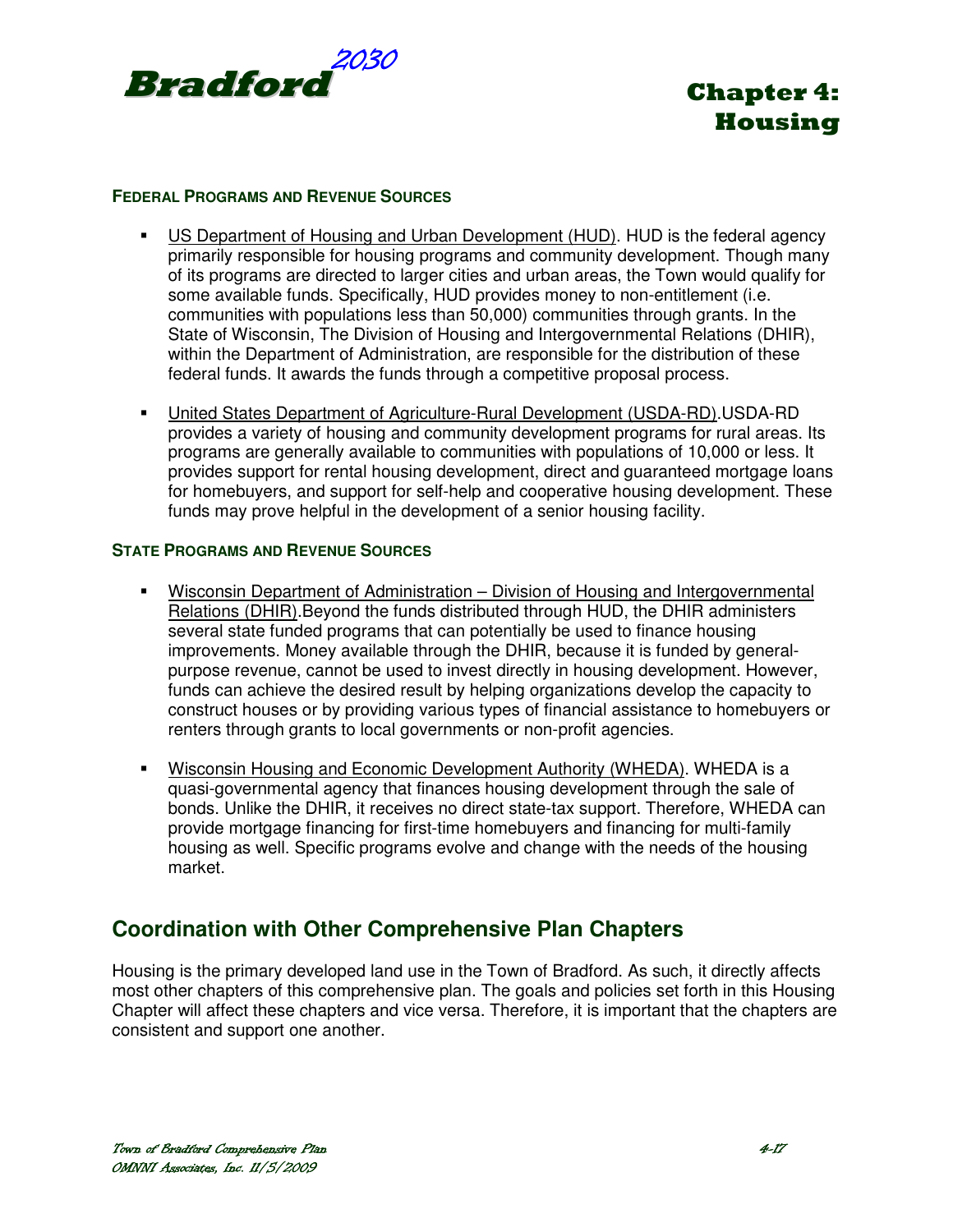#### FEDERAL PROGRAMS AND REVENUE SOURCES

- US Department of Housing and Urban Development (HUD). HUD is the federal agency primarily responsible for housing programs and community development. Though many of its programs are directed to larger cities and urban areas, the Town would qualify for some available funds. Specifically, HUD provides money to non-entitlement (i.e. communities with populations less than 50,000) communities through grants. In the State of Wisconsin, The Division of Housing and Intergovernmental Relations (DHIR), within the Department of Administration, are responsible for the distribution of these federal funds. It awards the funds through a competitive proposal process.

- United States Department of Agriculture-Rural Development (USDA-RD).USDA-RD provides a variety of housing and community development programs for rural areas. Its programs are generally available to communities with populations of 10,000 or less. It provides support for rental housing development, direct and guaranteed mortgage loans for homebuyers, and support for self-help and cooperative housing development. These funds may prove helpful in the development of a senior housing facility.

#### STATE PROGRAMS AND REVENUE SOURCES

- Wisconsin Department of Administration – Division of Housing and Intergovernmental Relations (DHIR).Beyond the funds distributed through HUD, the DHIR administers several state funded programs that can potentially be used to finance housing improvements. Money available through the DHIR, because it is funded by general-purpose revenue, cannot be used to invest directly in housing development. However, funds can achieve the desired result by helping organizations develop the capacity to construct houses or by providing various types of financial assistance to homebuyers or renters through grants to local governments or non-profit agencies.

- Wisconsin Housing and Economic Development Authority (WHEDA). WHEDA is a quasi-governmental agency that finances housing development through the sale of bonds. Unlike the DHIR, it receives no direct state-tax support. Therefore, WHEDA can provide mortgage financing for first-time homebuyers and financing for multi-family housing as well. Specific programs evolve and change with the needs of the housing market.

## Coordination with Other Comprehensive Plan Chapters

Housing is the primary developed land use in the Town of Bradford. As such, it directly affects most other chapters of this comprehensive plan. The goals and policies set forth in this Housing Chapter will affect these chapters and vice versa. Therefore, it is important that the chapters are consistent and support one another.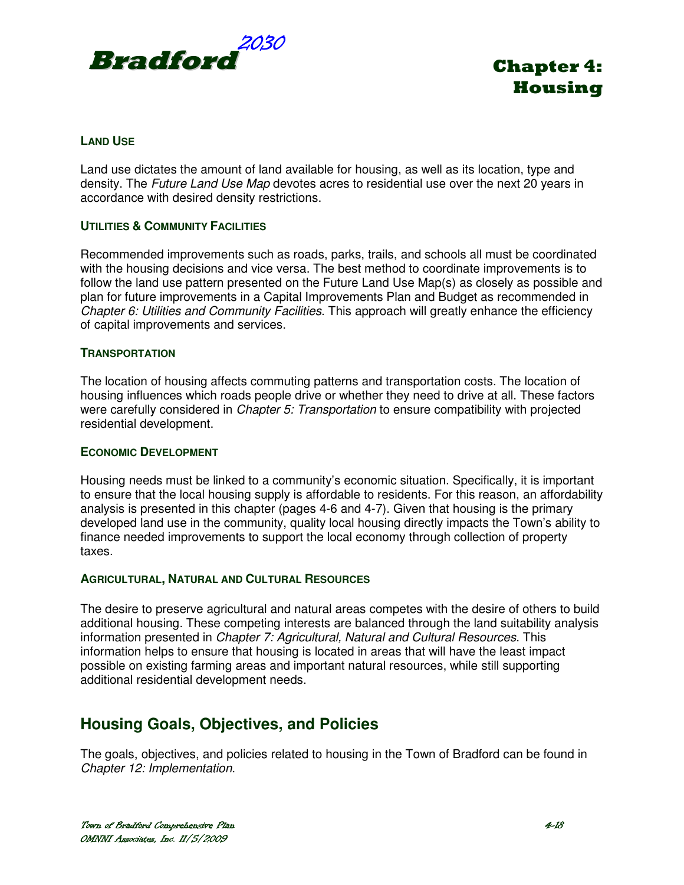### Land Use

Land use dictates the amount of land available for housing, as well as its location, type and density. The *Future Land Use Map* devotes acres to residential use over the next 20 years in accordance with desired density restrictions.

### Utilities & Community Facilities

Recommended improvements such as roads, parks, trails, and schools all must be coordinated with the housing decisions and vice versa. The best method to coordinate improvements is to follow the land use pattern presented on the Future Land Use Map(s) as closely as possible and plan for future improvements in a Capital Improvements Plan and Budget as recommended in *Chapter 6: Utilities and Community Facilities*. This approach will greatly enhance the efficiency of capital improvements and services.

### Transportation

The location of housing affects commuting patterns and transportation costs. The location of housing influences which roads people drive or whether they need to drive at all. These factors were carefully considered in *Chapter 5: Transportation* to ensure compatibility with projected residential development.

### Economic Development

Housing needs must be linked to a community's economic situation. Specifically, it is important to ensure that the local housing supply is affordable to residents. For this reason, an affordability analysis is presented in this chapter (pages 4-6 and 4-7). Given that housing is the primary developed land use in the community, quality local housing directly impacts the Town's ability to finance needed improvements to support the local economy through collection of property taxes.

### Agricultural, Natural and Cultural Resources

The desire to preserve agricultural and natural areas competes with the desire of others to build additional housing. These competing interests are balanced through the land suitability analysis information presented in *Chapter 7: Agricultural, Natural and Cultural Resources*. This information helps to ensure that housing is located in areas that will have the least impact possible on existing farming areas and important natural resources, while still supporting additional residential development needs.

## Housing Goals, Objectives, and Policies

The goals, objectives, and policies related to housing in the Town of Bradford can be found in *Chapter 12: Implementation*.